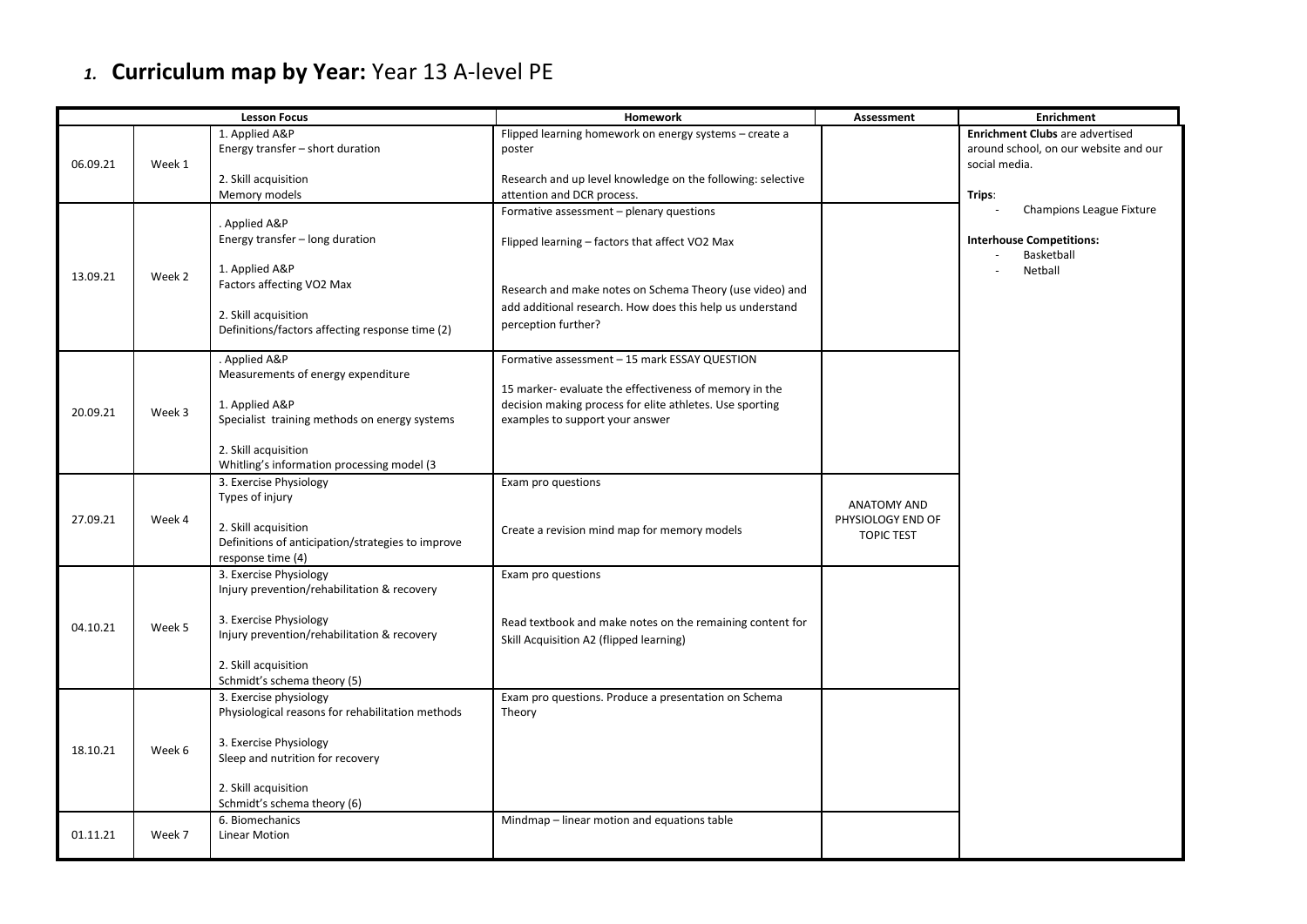# *1.* **Curriculum map by Year:** Year 13 A-level PE

| Lesson Focus | | | Homework | Assessment | Enrichment |
|---|---|---|---|---|---|
| 06.09.21 | Week 1 | 1. Applied A&P<br>Energy transfer – short duration<br><br>2. Skill acquisition<br>Memory models | Flipped learning homework on energy systems – create a poster<br><br>Research and up level knowledge on the following: selective attention and DCR process. | | **Enrichment Clubs** are advertised around school, on our website and our social media.<br><br>**Trips**:<br>- Champions League Fixture<br><br>**Interhouse Competitions:**<br>- Basketball<br>- Netball |
| 13.09.21 | Week 2 | . Applied A&P<br>Energy transfer – long duration<br><br>1. Applied A&P<br>Factors affecting VO2 Max<br><br>2. Skill acquisition<br>Definitions/factors affecting response time (2) | Formative assessment – plenary questions<br><br>Flipped learning – factors that affect VO2 Max<br><br>Research and make notes on Schema Theory (use video) and add additional research. How does this help us understand perception further? | | |
| 20.09.21 | Week 3 | . Applied A&P<br>Measurements of energy expenditure<br><br>1. Applied A&P<br>Specialist training methods on energy systems<br><br>2. Skill acquisition<br>Whitling's information processing model (3 | Formative assessment – 15 mark ESSAY QUESTION<br><br>15 marker- evaluate the effectiveness of memory in the decision making process for elite athletes. Use sporting examples to support your answer | | |
| 27.09.21 | Week 4 | 3. Exercise Physiology<br>Types of injury<br><br>2. Skill acquisition<br>Definitions of anticipation/strategies to improve response time (4) | Exam pro questions<br><br>Create a revision mind map for memory models | ANATOMY AND PHYSIOLOGY END OF TOPIC TEST | |
| 04.10.21 | Week 5 | 3. Exercise Physiology<br>Injury prevention/rehabilitation & recovery<br><br>3. Exercise Physiology<br>Injury prevention/rehabilitation & recovery<br><br>2. Skill acquisition<br>Schmidt's schema theory (5) | Exam pro questions<br><br>Read textbook and make notes on the remaining content for Skill Acquisition A2 (flipped learning) | | |
| 18.10.21 | Week 6 | 3. Exercise physiology<br>Physiological reasons for rehabilitation methods<br><br>3. Exercise Physiology<br>Sleep and nutrition for recovery<br><br>2. Skill acquisition<br>Schmidt's schema theory (6) | Exam pro questions. Produce a presentation on Schema Theory | | |
| 01.11.21 | Week 7 | 6. Biomechanics<br>Linear Motion | Mindmap – linear motion and equations table | | |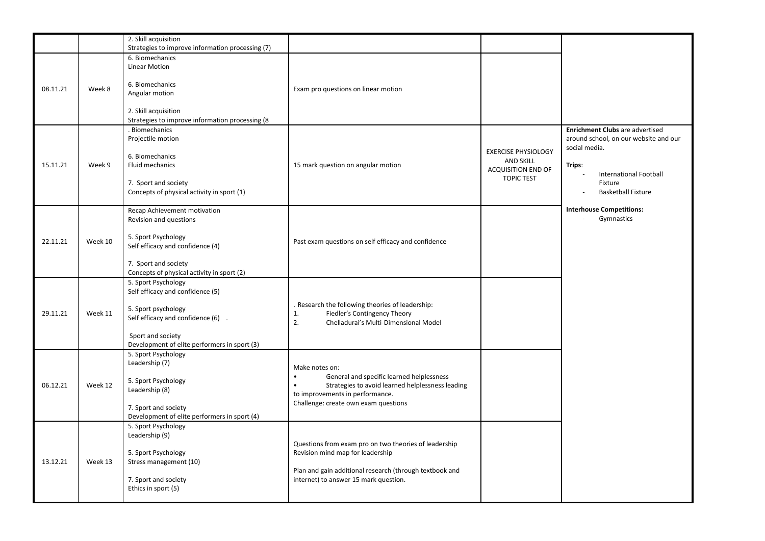| | | | | | |
|---|---|---|---|---|---|
| | | 2. Skill acquisition<br>Strategies to improve information processing (7) | | | |
| 08.11.21 | Week 8 | 6. Biomechanics<br>Linear Motion<br><br>6. Biomechanics<br>Angular motion<br><br>2. Skill acquisition<br>Strategies to improve information processing (8 | Exam pro questions on linear motion | | |
| 15.11.21 | Week 9 | . Biomechanics<br>Projectile motion<br><br>6. Biomechanics<br>Fluid mechanics<br><br>7. Sport and society<br>Concepts of physical activity in sport (1) | 15 mark question on angular motion | EXERCISE PHYSIOLOGY AND SKILL ACQUISITION END OF TOPIC TEST | **Enrichment Clubs** are advertised around school, on our website and our social media.<br><br>**Trips**:<br>- International Football Fixture<br>- Basketball Fixture<br><br>**Interhouse Competitions:**<br>- Gymnastics |
| 22.11.21 | Week 10 | Recap Achievement motivation<br>Revision and questions<br><br>5. Sport Psychology<br>Self efficacy and confidence (4)<br><br>7. Sport and society<br>Concepts of physical activity in sport (2) | Past exam questions on self efficacy and confidence | | |
| 29.11.21 | Week 11 | 5. Sport Psychology<br>Self efficacy and confidence (5)<br><br>5. Sport psychology<br>Self efficacy and confidence (6) .<br><br>Sport and society<br>Development of elite performers in sport (3) | . Research the following theories of leadership:<br>1. Fiedler's Contingency Theory<br>2. Chelladurai's Multi-Dimensional Model | | |
| 06.12.21 | Week 12 | 5. Sport Psychology<br>Leadership (7)<br><br>5. Sport Psychology<br>Leadership (8)<br><br>7. Sport and society<br>Development of elite performers in sport (4) | Make notes on:<br>• General and specific learned helplessness<br>• Strategies to avoid learned helplessness leading to improvements in performance.<br>Challenge: create own exam questions | | |
| 13.12.21 | Week 13 | 5. Sport Psychology<br>Leadership (9)<br><br>5. Sport Psychology<br>Stress management (10)<br><br>7. Sport and society<br>Ethics in sport (5) | Questions from exam pro on two theories of leadership<br>Revision mind map for leadership<br><br>Plan and gain additional research (through textbook and internet) to answer 15 mark question. | | |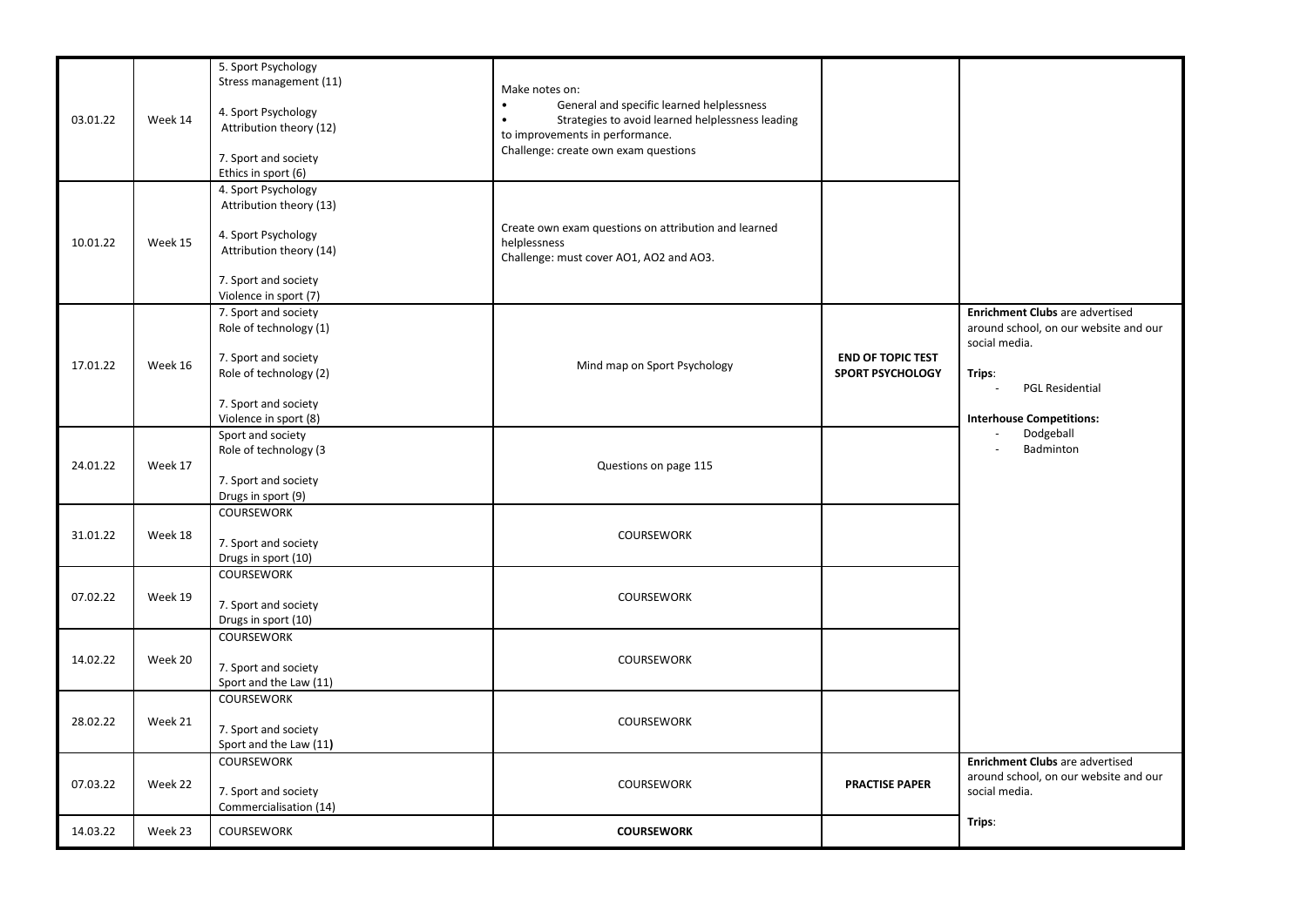| 03.01.22 | Week 14 | 5. Sport Psychology<br>Stress management (11)<br><br>4. Sport Psychology<br>Attribution theory (12)<br><br>7. Sport and society<br>Ethics in sport (6) | Make notes on:<br>• General and specific learned helplessness<br>• Strategies to avoid learned helplessness leading to improvements in performance.<br>Challenge: create own exam questions | | |
|---|---|---|---|---|---|
| 10.01.22 | Week 15 | 4. Sport Psychology<br>Attribution theory (13)<br><br>4. Sport Psychology<br>Attribution theory (14)<br><br>7. Sport and society<br>Violence in sport (7) | Create own exam questions on attribution and learned helplessness<br>Challenge: must cover AO1, AO2 and AO3. | | |
| 17.01.22 | Week 16 | 7. Sport and society<br>Role of technology (1)<br><br>7. Sport and society<br>Role of technology (2)<br><br>7. Sport and society<br>Violence in sport (8) | Mind map on Sport Psychology | **END OF TOPIC TEST SPORT PSYCHOLOGY** | **Enrichment Clubs** are advertised around school, on our website and our social media.<br><br>**Trips**:<br>- PGL Residential<br><br>**Interhouse Competitions:**<br>- Dodgeball<br>- Badminton |
| 24.01.22 | Week 17 | Sport and society<br>Role of technology (3<br><br>7. Sport and society<br>Drugs in sport (9) | Questions on page 115 | | |
| 31.01.22 | Week 18 | COURSEWORK<br><br>7. Sport and society<br>Drugs in sport (10) | COURSEWORK | | |
| 07.02.22 | Week 19 | COURSEWORK<br><br>7. Sport and society<br>Drugs in sport (10) | COURSEWORK | | |
| 14.02.22 | Week 20 | COURSEWORK<br><br>7. Sport and society<br>Sport and the Law (11) | COURSEWORK | | |
| 28.02.22 | Week 21 | COURSEWORK<br><br>7. Sport and society<br>Sport and the Law (11**)** | COURSEWORK | | |
| 07.03.22 | Week 22 | COURSEWORK<br><br>7. Sport and society<br>Commercialisation (14) | COURSEWORK | **PRACTISE PAPER** | **Enrichment Clubs** are advertised around school, on our website and our social media.<br><br>**Trips**: |
| 14.03.22 | Week 23 | COURSEWORK | **COURSEWORK** | | |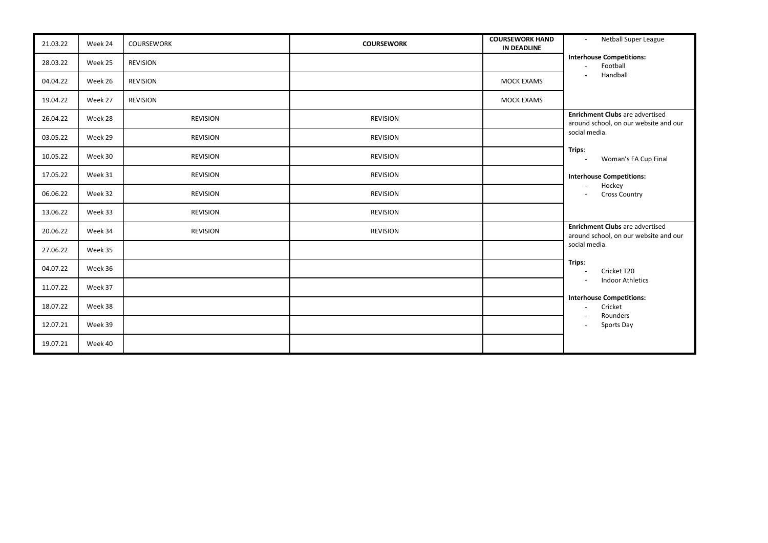| | | | | | |
|---|---|---|---|---|---|
| 21.03.22 | Week 24 | COURSEWORK | **COURSEWORK** | **COURSEWORK HAND IN DEADLINE** | - Netball Super League<br><br>**Interhouse Competitions:**<br>- Football<br>- Handball |
| 28.03.22 | Week 25 | REVISION | | | |
| 04.04.22 | Week 26 | REVISION | | MOCK EXAMS | |
| 19.04.22 | Week 27 | REVISION | | MOCK EXAMS | |
| 26.04.22 | Week 28 | REVISION | REVISION | | **Enrichment Clubs** are advertised around school, on our website and our social media.<br><br>**Trips**:<br>- Woman's FA Cup Final<br><br>**Interhouse Competitions:**<br>- Hockey<br>- Cross Country |
| 03.05.22 | Week 29 | REVISION | REVISION | | |
| 10.05.22 | Week 30 | REVISION | REVISION | | |
| 17.05.22 | Week 31 | REVISION | REVISION | | |
| 06.06.22 | Week 32 | REVISION | REVISION | | |
| 13.06.22 | Week 33 | REVISION | REVISION | | |
| 20.06.22 | Week 34 | REVISION | REVISION | | **Enrichment Clubs** are advertised around school, on our website and our social media.<br><br>**Trips**:<br>- Cricket T20<br>- Indoor Athletics<br><br>**Interhouse Competitions:**<br>- Cricket<br>- Rounders<br>- Sports Day |
| 27.06.22 | Week 35 | | | | |
| 04.07.22 | Week 36 | | | | |
| 11.07.22 | Week 37 | | | | |
| 18.07.22 | Week 38 | | | | |
| 12.07.21 | Week 39 | | | | |
| 19.07.21 | Week 40 | | | | |